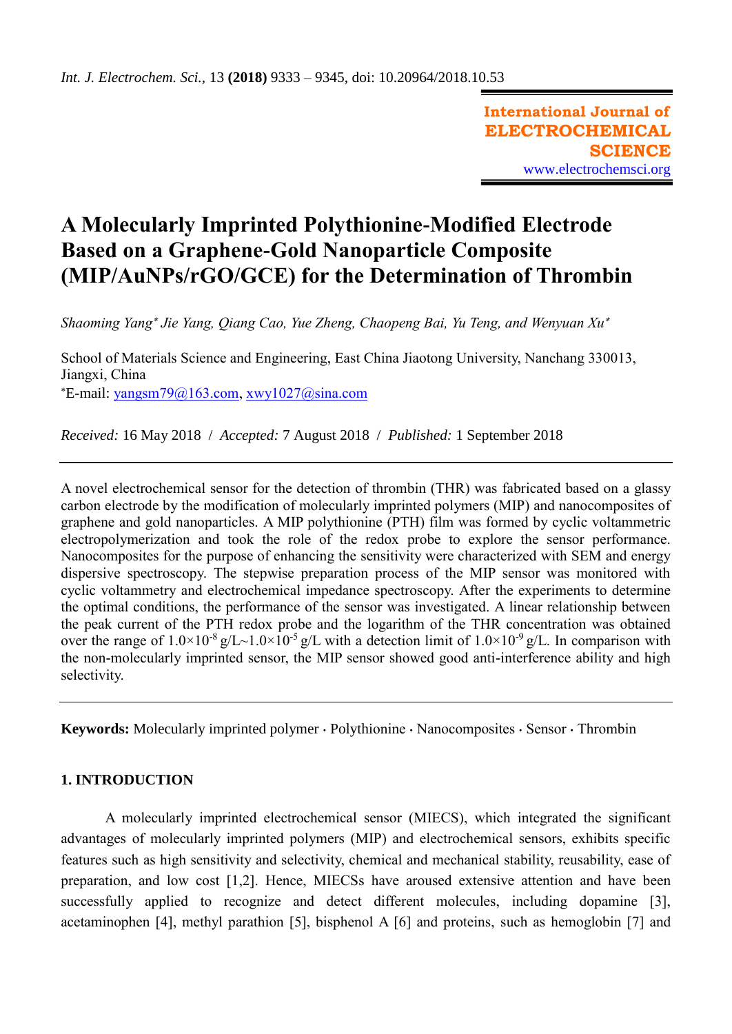# A Molecularly Imprinted Polythionine-Modified Electrode Based on a Graphene-Gold Nanoparticle Composite (MIP/AuNPs/rGO/GCE) for the Determination of Thrombin

*Shaoming Yang*[*] *Jie Yang, Qiang Cao, Yue Zheng, Chaopeng Bai, Yu Teng, and Wenyuan Xu*[*]

School of Materials Science and Engineering, East China Jiaotong University, Nanchang 330013, Jiangxi, China

[*]E-mail: yangsm79@163.com, xwy1027@sina.com

*Received:* 16 May 2018 / *Accepted:* 7 August 2018 / *Published:* 1 September 2018

---

A novel electrochemical sensor for the detection of thrombin (THR) was fabricated based on a glassy carbon electrode by the modification of molecularly imprinted polymers (MIP) and nanocomposites of graphene and gold nanoparticles. A MIP polythionine (PTH) film was formed by cyclic voltammetric electropolymerization and took the role of the redox probe to explore the sensor performance. Nanocomposites for the purpose of enhancing the sensitivity were characterized with SEM and energy dispersive spectroscopy. The stepwise preparation process of the MIP sensor was monitored with cyclic voltammetry and electrochemical impedance spectroscopy. After the experiments to determine the optimal conditions, the performance of the sensor was investigated. A linear relationship between the peak current of the PTH redox probe and the logarithm of the THR concentration was obtained over the range of $1.0\times10^{-8}$ g/L~$1.0\times10^{-5}$ g/L with a detection limit of $1.0\times10^{-9}$ g/L. In comparison with the non-molecularly imprinted sensor, the MIP sensor showed good anti-interference ability and high selectivity.

---

**Keywords:** Molecularly imprinted polymer · Polythionine · Nanocomposites · Sensor · Thrombin

## 1. INTRODUCTION

A molecularly imprinted electrochemical sensor (MIECS), which integrated the significant advantages of molecularly imprinted polymers (MIP) and electrochemical sensors, exhibits specific features such as high sensitivity and selectivity, chemical and mechanical stability, reusability, ease of preparation, and low cost [1,2]. Hence, MIECSs have aroused extensive attention and have been successfully applied to recognize and detect different molecules, including dopamine [3], acetaminophen [4], methyl parathion [5], bisphenol A [6] and proteins, such as hemoglobin [7] and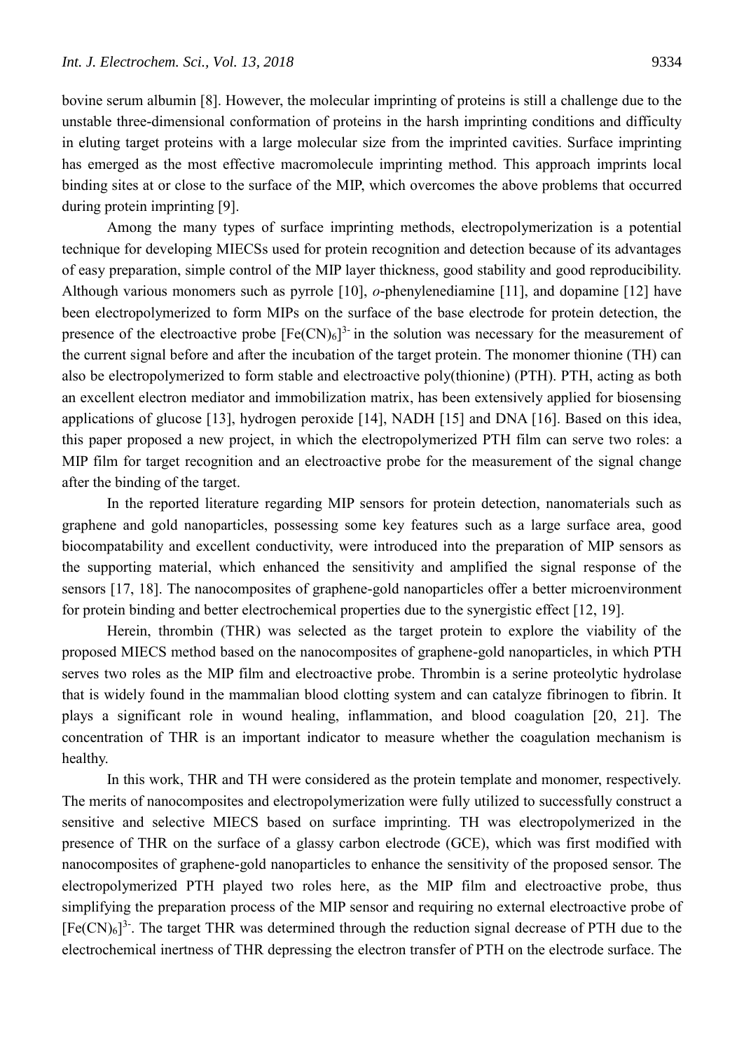bovine serum albumin [8]. However, the molecular imprinting of proteins is still a challenge due to the unstable three-dimensional conformation of proteins in the harsh imprinting conditions and difficulty in eluting target proteins with a large molecular size from the imprinted cavities. Surface imprinting has emerged as the most effective macromolecule imprinting method. This approach imprints local binding sites at or close to the surface of the MIP, which overcomes the above problems that occurred during protein imprinting [9].

Among the many types of surface imprinting methods, electropolymerization is a potential technique for developing MIECSs used for protein recognition and detection because of its advantages of easy preparation, simple control of the MIP layer thickness, good stability and good reproducibility. Although various monomers such as pyrrole [10], *o*-phenylenediamine [11], and dopamine [12] have been electropolymerized to form MIPs on the surface of the base electrode for protein detection, the presence of the electroactive probe $[Fe(CN)_6]^{3-}$ in the solution was necessary for the measurement of the current signal before and after the incubation of the target protein. The monomer thionine (TH) can also be electropolymerized to form stable and electroactive poly(thionine) (PTH). PTH, acting as both an excellent electron mediator and immobilization matrix, has been extensively applied for biosensing applications of glucose [13], hydrogen peroxide [14], NADH [15] and DNA [16]. Based on this idea, this paper proposed a new project, in which the electropolymerized PTH film can serve two roles: a MIP film for target recognition and an electroactive probe for the measurement of the signal change after the binding of the target.

In the reported literature regarding MIP sensors for protein detection, nanomaterials such as graphene and gold nanoparticles, possessing some key features such as a large surface area, good biocompatability and excellent conductivity, were introduced into the preparation of MIP sensors as the supporting material, which enhanced the sensitivity and amplified the signal response of the sensors [17, 18]. The nanocomposites of graphene-gold nanoparticles offer a better microenvironment for protein binding and better electrochemical properties due to the synergistic effect [12, 19].

Herein, thrombin (THR) was selected as the target protein to explore the viability of the proposed MIECS method based on the nanocomposites of graphene-gold nanoparticles, in which PTH serves two roles as the MIP film and electroactive probe. Thrombin is a serine proteolytic hydrolase that is widely found in the mammalian blood clotting system and can catalyze fibrinogen to fibrin. It plays a significant role in wound healing, inflammation, and blood coagulation [20, 21]. The concentration of THR is an important indicator to measure whether the coagulation mechanism is healthy.

In this work, THR and TH were considered as the protein template and monomer, respectively. The merits of nanocomposites and electropolymerization were fully utilized to successfully construct a sensitive and selective MIECS based on surface imprinting. TH was electropolymerized in the presence of THR on the surface of a glassy carbon electrode (GCE), which was first modified with nanocomposites of graphene-gold nanoparticles to enhance the sensitivity of the proposed sensor. The electropolymerized PTH played two roles here, as the MIP film and electroactive probe, thus simplifying the preparation process of the MIP sensor and requiring no external electroactive probe of $[Fe(CN)_6]^{3-}$. The target THR was determined through the reduction signal decrease of PTH due to the electrochemical inertness of THR depressing the electron transfer of PTH on the electrode surface. The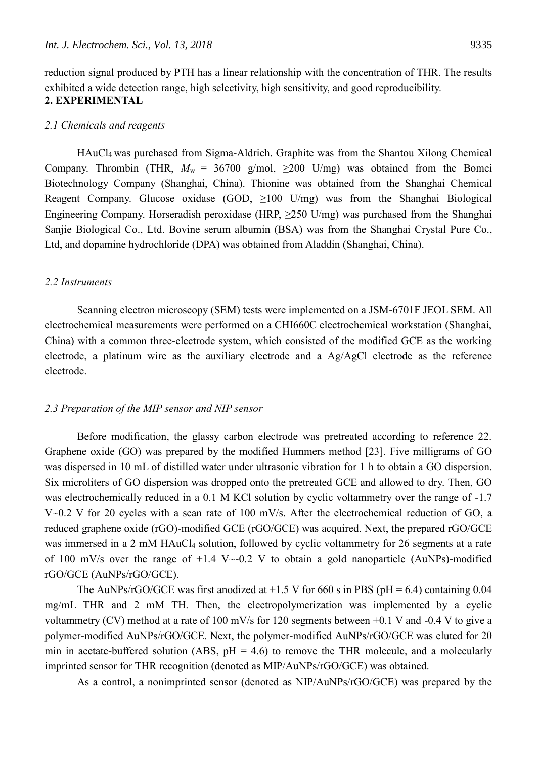reduction signal produced by PTH has a linear relationship with the concentration of THR. The results exhibited a wide detection range, high selectivity, high sensitivity, and good reproducibility.

## 2. EXPERIMENTAL

### *2.1 Chemicals and reagents*

$HAuCl_4$ was purchased from Sigma-Aldrich. Graphite was from the Shantou Xilong Chemical Company. Thrombin (THR, $M_w$ = 36700 g/mol, ≥200 U/mg) was obtained from the Bomei Biotechnology Company (Shanghai, China). Thionine was obtained from the Shanghai Chemical Reagent Company. Glucose oxidase (GOD, ≥100 U/mg) was from the Shanghai Biological Engineering Company. Horseradish peroxidase (HRP, ≥250 U/mg) was purchased from the Shanghai Sanjie Biological Co., Ltd. Bovine serum albumin (BSA) was from the Shanghai Crystal Pure Co., Ltd, and dopamine hydrochloride (DPA) was obtained from Aladdin (Shanghai, China).

### *2.2 Instruments*

Scanning electron microscopy (SEM) tests were implemented on a JSM-6701F JEOL SEM. All electrochemical measurements were performed on a CHI660C electrochemical workstation (Shanghai, China) with a common three-electrode system, which consisted of the modified GCE as the working electrode, a platinum wire as the auxiliary electrode and a Ag/AgCl electrode as the reference electrode.

### *2.3 Preparation of the MIP sensor and NIP sensor*

Before modification, the glassy carbon electrode was pretreated according to reference 22. Graphene oxide (GO) was prepared by the modified Hummers method [23]. Five milligrams of GO was dispersed in 10 mL of distilled water under ultrasonic vibration for 1 h to obtain a GO dispersion. Six microliters of GO dispersion was dropped onto the pretreated GCE and allowed to dry. Then, GO was electrochemically reduced in a 0.1 M KCl solution by cyclic voltammetry over the range of -1.7 V~0.2 V for 20 cycles with a scan rate of 100 mV/s. After the electrochemical reduction of GO, a reduced graphene oxide (rGO)-modified GCE (rGO/GCE) was acquired. Next, the prepared rGO/GCE was immersed in a 2 mM $HAuCl_4$ solution, followed by cyclic voltammetry for 26 segments at a rate of 100 mV/s over the range of +1.4 V~-0.2 V to obtain a gold nanoparticle (AuNPs)-modified rGO/GCE (AuNPs/rGO/GCE).

The AuNPs/rGO/GCE was first anodized at +1.5 V for 660 s in PBS (pH = 6.4) containing 0.04 mg/mL THR and 2 mM TH. Then, the electropolymerization was implemented by a cyclic voltammetry (CV) method at a rate of 100 mV/s for 120 segments between +0.1 V and -0.4 V to give a polymer-modified AuNPs/rGO/GCE. Next, the polymer-modified AuNPs/rGO/GCE was eluted for 20 min in acetate-buffered solution (ABS, pH = 4.6) to remove the THR molecule, and a molecularly imprinted sensor for THR recognition (denoted as MIP/AuNPs/rGO/GCE) was obtained.

As a control, a nonimprinted sensor (denoted as NIP/AuNPs/rGO/GCE) was prepared by the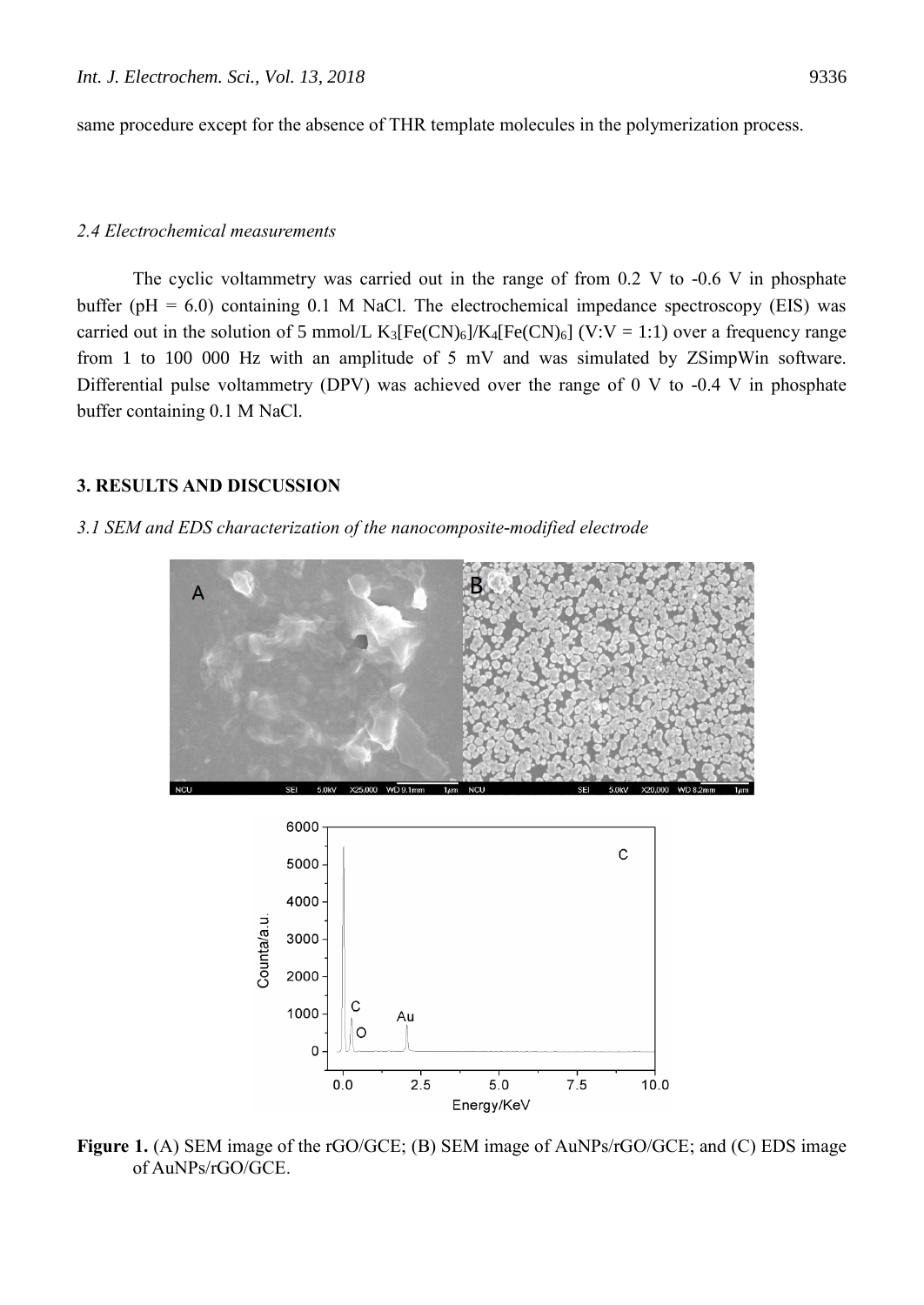same procedure except for the absence of THR template molecules in the polymerization process.

### *2.4 Electrochemical measurements*

The cyclic voltammetry was carried out in the range of from 0.2 V to -0.6 V in phosphate buffer (pH = 6.0) containing 0.1 M NaCl. The electrochemical impedance spectroscopy (EIS) was carried out in the solution of 5 mmol/L $K_3[Fe(CN)_6]/K_4[Fe(CN)_6]$ (V:V = 1:1) over a frequency range from 1 to 100 000 Hz with an amplitude of 5 mV and was simulated by ZSimpWin software. Differential pulse voltammetry (DPV) was achieved over the range of 0 V to -0.4 V in phosphate buffer containing 0.1 M NaCl.

## **3. RESULTS AND DISCUSSION**

### *3.1 SEM and EDS characterization of the nanocomposite-modified electrode*

A

NCU SEI 5.0kV X25,000 WD 9.1mm 1μm

B

NCU SEI 5.0kV X20,000 WD 8.2mm 1μm

C

Counta/a.u.

6000
5000
4000
3000
2000
1000
0

C
O
Au

0.0 2.5 5.0 7.5 10.0

Energy/KeV

**Figure 1.** (A) SEM image of the rGO/GCE; (B) SEM image of AuNPs/rGO/GCE; and (C) EDS image of AuNPs/rGO/GCE.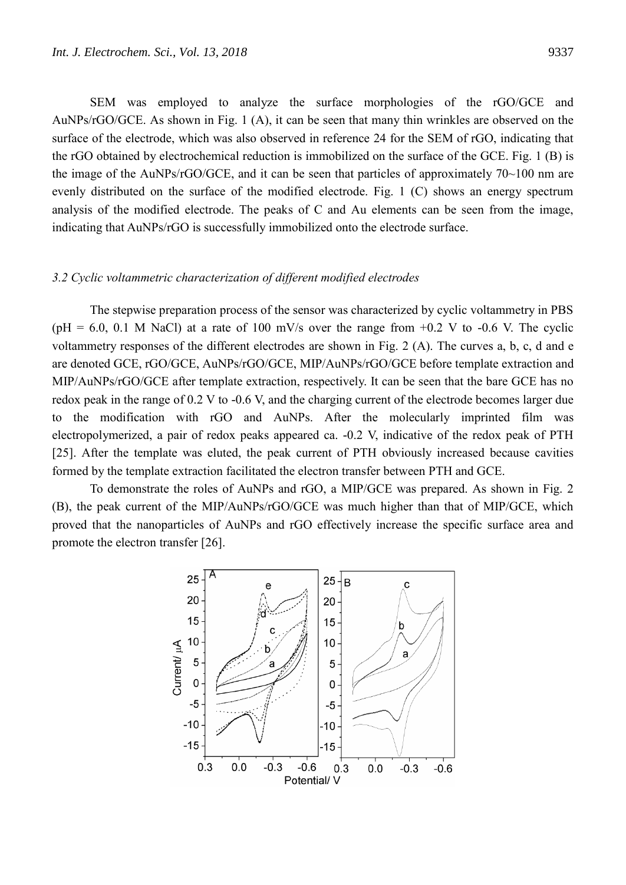SEM was employed to analyze the surface morphologies of the rGO/GCE and AuNPs/rGO/GCE. As shown in Fig. 1 (A), it can be seen that many thin wrinkles are observed on the surface of the electrode, which was also observed in reference 24 for the SEM of rGO, indicating that the rGO obtained by electrochemical reduction is immobilized on the surface of the GCE. Fig. 1 (B) is the image of the AuNPs/rGO/GCE, and it can be seen that particles of approximately 70~100 nm are evenly distributed on the surface of the modified electrode. Fig. 1 (C) shows an energy spectrum analysis of the modified electrode. The peaks of C and Au elements can be seen from the image, indicating that AuNPs/rGO is successfully immobilized onto the electrode surface.

### *3.2 Cyclic voltammetric characterization of different modified electrodes*

The stepwise preparation process of the sensor was characterized by cyclic voltammetry in PBS (pH = 6.0, 0.1 M NaCl) at a rate of 100 mV/s over the range from +0.2 V to -0.6 V. The cyclic voltammetry responses of the different electrodes are shown in Fig. 2 (A). The curves a, b, c, d and e are denoted GCE, rGO/GCE, AuNPs/rGO/GCE, MIP/AuNPs/rGO/GCE before template extraction and MIP/AuNPs/rGO/GCE after template extraction, respectively. It can be seen that the bare GCE has no redox peak in the range of 0.2 V to -0.6 V, and the charging current of the electrode becomes larger due to the modification with rGO and AuNPs. After the molecularly imprinted film was electropolymerized, a pair of redox peaks appeared ca. -0.2 V, indicative of the redox peak of PTH [25]. After the template was eluted, the peak current of PTH obviously increased because cavities formed by the template extraction facilitated the electron transfer between PTH and GCE.

To demonstrate the roles of AuNPs and rGO, a MIP/GCE was prepared. As shown in Fig. 2 (B), the peak current of the MIP/AuNPs/rGO/GCE was much higher than that of MIP/GCE, which proved that the nanoparticles of AuNPs and rGO effectively increase the specific surface area and promote the electron transfer [26].

A

B

Current/ μA

Potential/ V

25
20
15
10
5
0
-5
-10
-15

0.3 0.0 -0.3 -0.6

a b c d e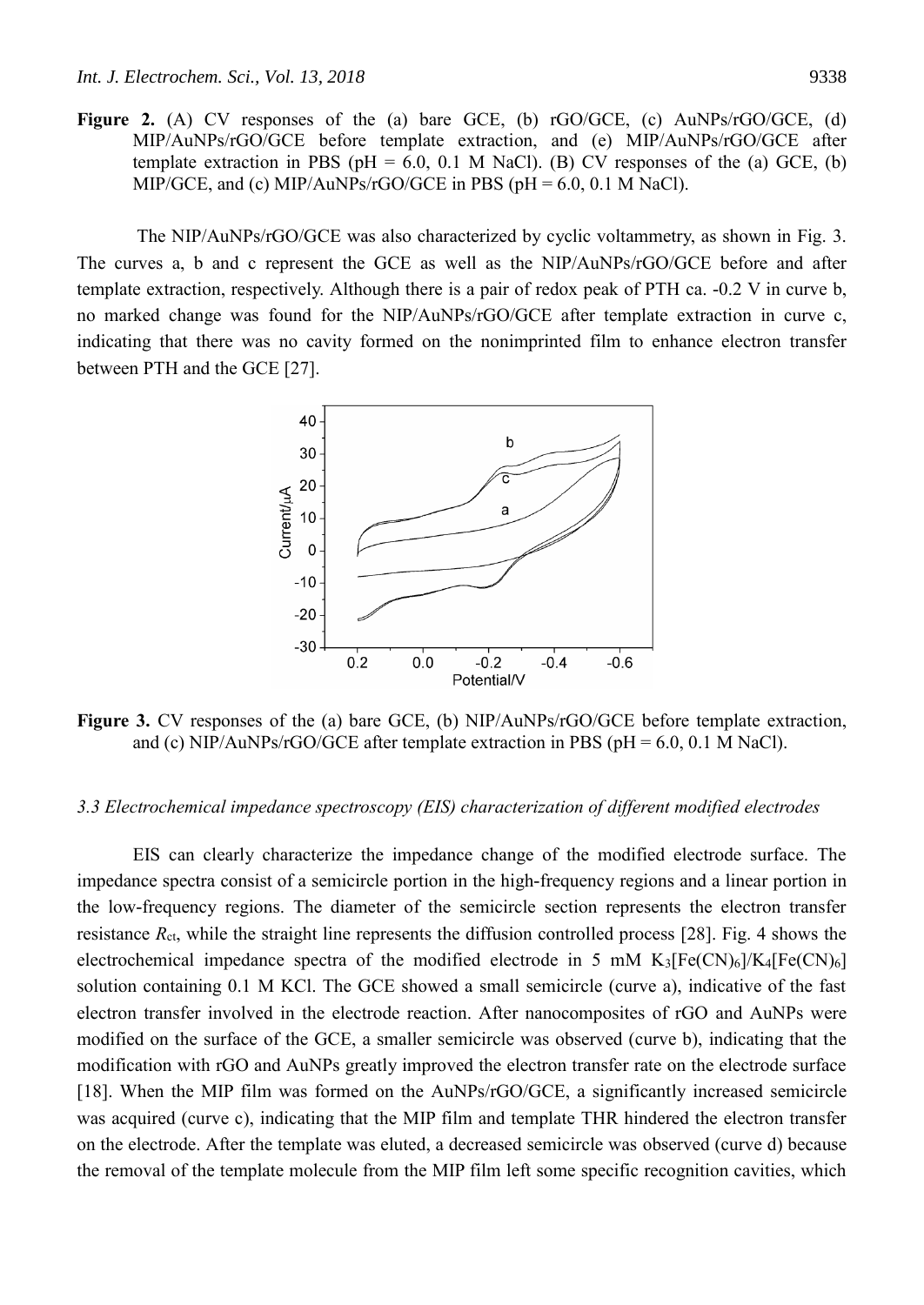**Figure 2.** (A) CV responses of the (a) bare GCE, (b) rGO/GCE, (c) AuNPs/rGO/GCE, (d) MIP/AuNPs/rGO/GCE before template extraction, and (e) MIP/AuNPs/rGO/GCE after template extraction in PBS (pH = 6.0, 0.1 M NaCl). (B) CV responses of the (a) GCE, (b) MIP/GCE, and (c) MIP/AuNPs/rGO/GCE in PBS (pH = 6.0, 0.1 M NaCl).

The NIP/AuNPs/rGO/GCE was also characterized by cyclic voltammetry, as shown in Fig. 3. The curves a, b and c represent the GCE as well as the NIP/AuNPs/rGO/GCE before and after template extraction, respectively. Although there is a pair of redox peak of PTH ca. -0.2 V in curve b, no marked change was found for the NIP/AuNPs/rGO/GCE after template extraction in curve c, indicating that there was no cavity formed on the nonimprinted film to enhance electron transfer between PTH and the GCE [27].

Current/μA
40
30
20
10
0
-10
-20
-30
b
c
a
0.2
0.0
-0.2
-0.4
-0.6
Potential/V

**Figure 3.** CV responses of the (a) bare GCE, (b) NIP/AuNPs/rGO/GCE before template extraction, and (c) NIP/AuNPs/rGO/GCE after template extraction in PBS (pH = 6.0, 0.1 M NaCl).

### *3.3 Electrochemical impedance spectroscopy (EIS) characterization of different modified electrodes*

EIS can clearly characterize the impedance change of the modified electrode surface. The impedance spectra consist of a semicircle portion in the high-frequency regions and a linear portion in the low-frequency regions. The diameter of the semicircle section represents the electron transfer resistance $R_{ct}$, while the straight line represents the diffusion controlled process [28]. Fig. 4 shows the electrochemical impedance spectra of the modified electrode in 5 mM $K_3[Fe(CN)_6]/K_4[Fe(CN)_6]$ solution containing 0.1 M KCl. The GCE showed a small semicircle (curve a), indicative of the fast electron transfer involved in the electrode reaction. After nanocomposites of rGO and AuNPs were modified on the surface of the GCE, a smaller semicircle was observed (curve b), indicating that the modification with rGO and AuNPs greatly improved the electron transfer rate on the electrode surface [18]. When the MIP film was formed on the AuNPs/rGO/GCE, a significantly increased semicircle was acquired (curve c), indicating that the MIP film and template THR hindered the electron transfer on the electrode. After the template was eluted, a decreased semicircle was observed (curve d) because the removal of the template molecule from the MIP film left some specific recognition cavities, which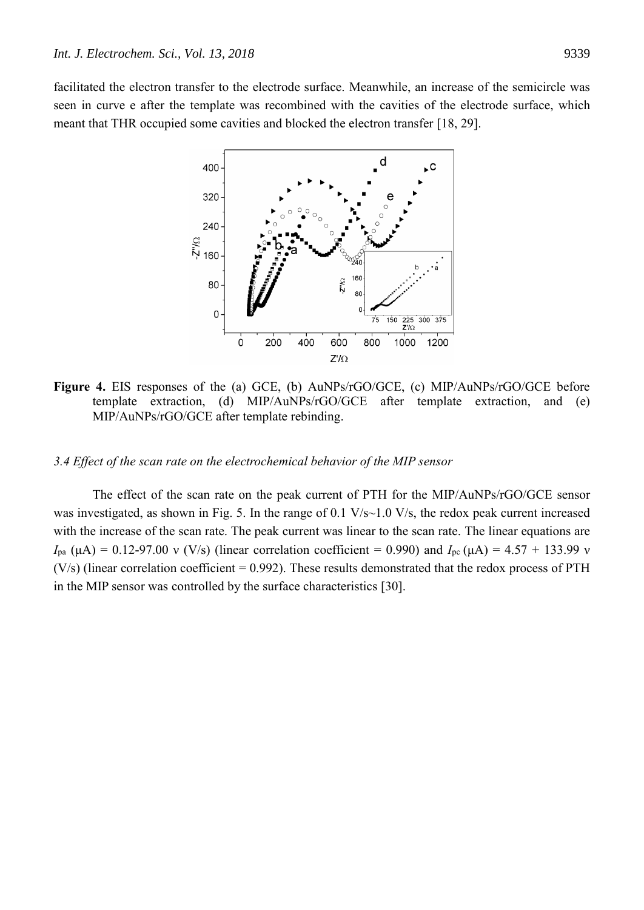facilitated the electron transfer to the electrode surface. Meanwhile, an increase of the semicircle was seen in curve e after the template was recombined with the cavities of the electrode surface, which meant that THR occupied some cavities and blocked the electron transfer [18, 29].

400
320
240
160
80
0
-Z''/Ω
0 200 400 600 800 1000 1200
Z'/Ω
a
b
c
d
e
240
160
80
0
-Z''/Ω
75 150 225 300 375
Z'/Ω
a
b

**Figure 4.** EIS responses of the (a) GCE, (b) AuNPs/rGO/GCE, (c) MIP/AuNPs/rGO/GCE before template extraction, (d) MIP/AuNPs/rGO/GCE after template extraction, and (e) MIP/AuNPs/rGO/GCE after template rebinding.

### *3.4 Effect of the scan rate on the electrochemical behavior of the MIP sensor*

The effect of the scan rate on the peak current of PTH for the MIP/AuNPs/rGO/GCE sensor was investigated, as shown in Fig. 5. In the range of 0.1 V/s~1.0 V/s, the redox peak current increased with the increase of the scan rate. The peak current was linear to the scan rate. The linear equations are $I_{pa}$ (μA) = 0.12-97.00 ν (V/s) (linear correlation coefficient = 0.990) and $I_{pc}$ (μA) = 4.57 + 133.99 ν (V/s) (linear correlation coefficient = 0.992). These results demonstrated that the redox process of PTH in the MIP sensor was controlled by the surface characteristics [30].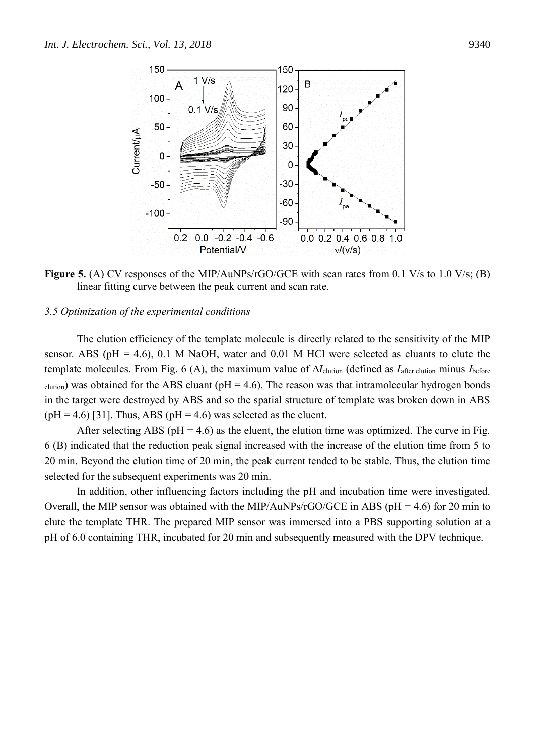150
100
50
0
-50
-100
Current/μA
A
1 V/s
0.1 V/s
0.2 0.0 -0.2 -0.4 -0.6
Potential/V

150
120
90
60
30
0
-30
-60
-90
B
$I_{pc}$
$I_{pa}$
0.0 0.2 0.4 0.6 0.8 1.0
ν/(v/s)

**Figure 5.** (A) CV responses of the MIP/AuNPs/rGO/GCE with scan rates from 0.1 V/s to 1.0 V/s; (B) linear fitting curve between the peak current and scan rate.

### *3.5 Optimization of the experimental conditions*

The elution efficiency of the template molecule is directly related to the sensitivity of the MIP sensor. ABS (pH = 4.6), 0.1 M NaOH, water and 0.01 M HCl were selected as eluants to elute the template molecules. From Fig. 6 (A), the maximum value of $\Delta I_{elution}$ (defined as $I_{after\ elution}$ minus $I_{before\ elution}$) was obtained for the ABS eluant (pH = 4.6). The reason was that intramolecular hydrogen bonds in the target were destroyed by ABS and so the spatial structure of template was broken down in ABS (pH = 4.6) [31]. Thus, ABS (pH = 4.6) was selected as the eluent.

After selecting ABS (pH = 4.6) as the eluent, the elution time was optimized. The curve in Fig. 6 (B) indicated that the reduction peak signal increased with the increase of the elution time from 5 to 20 min. Beyond the elution time of 20 min, the peak current tended to be stable. Thus, the elution time selected for the subsequent experiments was 20 min.

In addition, other influencing factors including the pH and incubation time were investigated. Overall, the MIP sensor was obtained with the MIP/AuNPs/rGO/GCE in ABS (pH = 4.6) for 20 min to elute the template THR. The prepared MIP sensor was immersed into a PBS supporting solution at a pH of 6.0 containing THR, incubated for 20 min and subsequently measured with the DPV technique.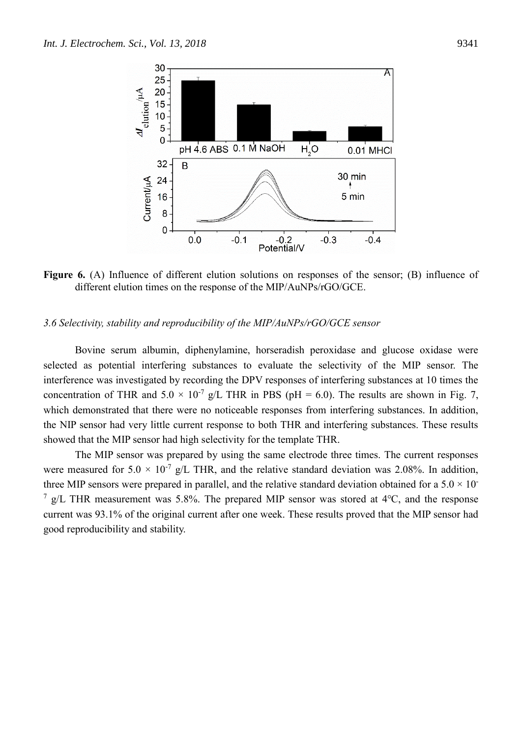A

30
25
20
15
10
5
0

$\Delta I_{elution}$/μA

pH 4.6 ABS
0.1 M NaOH
$H_2O$
0.01 MHCl

B

32
24
16
8
0

Current/μA

30 min
5 min

0.0
-0.1
-0.2
-0.3
-0.4

Potential/V

**Figure 6.** (A) Influence of different elution solutions on responses of the sensor; (B) influence of different elution times on the response of the MIP/AuNPs/rGO/GCE.

### *3.6 Selectivity, stability and reproducibility of the MIP/AuNPs/rGO/GCE sensor*

Bovine serum albumin, diphenylamine, horseradish peroxidase and glucose oxidase were selected as potential interfering substances to evaluate the selectivity of the MIP sensor. The interference was investigated by recording the DPV responses of interfering substances at 10 times the concentration of THR and $5.0 \times 10^{-7}$ g/L THR in PBS (pH = 6.0). The results are shown in Fig. 7, which demonstrated that there were no noticeable responses from interfering substances. In addition, the NIP sensor had very little current response to both THR and interfering substances. These results showed that the MIP sensor had high selectivity for the template THR.

The MIP sensor was prepared by using the same electrode three times. The current responses were measured for $5.0 \times 10^{-7}$ g/L THR, and the relative standard deviation was 2.08%. In addition, three MIP sensors were prepared in parallel, and the relative standard deviation obtained for a $5.0 \times 10^{-7}$ g/L THR measurement was 5.8%. The prepared MIP sensor was stored at 4°C, and the response current was 93.1% of the original current after one week. These results proved that the MIP sensor had good reproducibility and stability.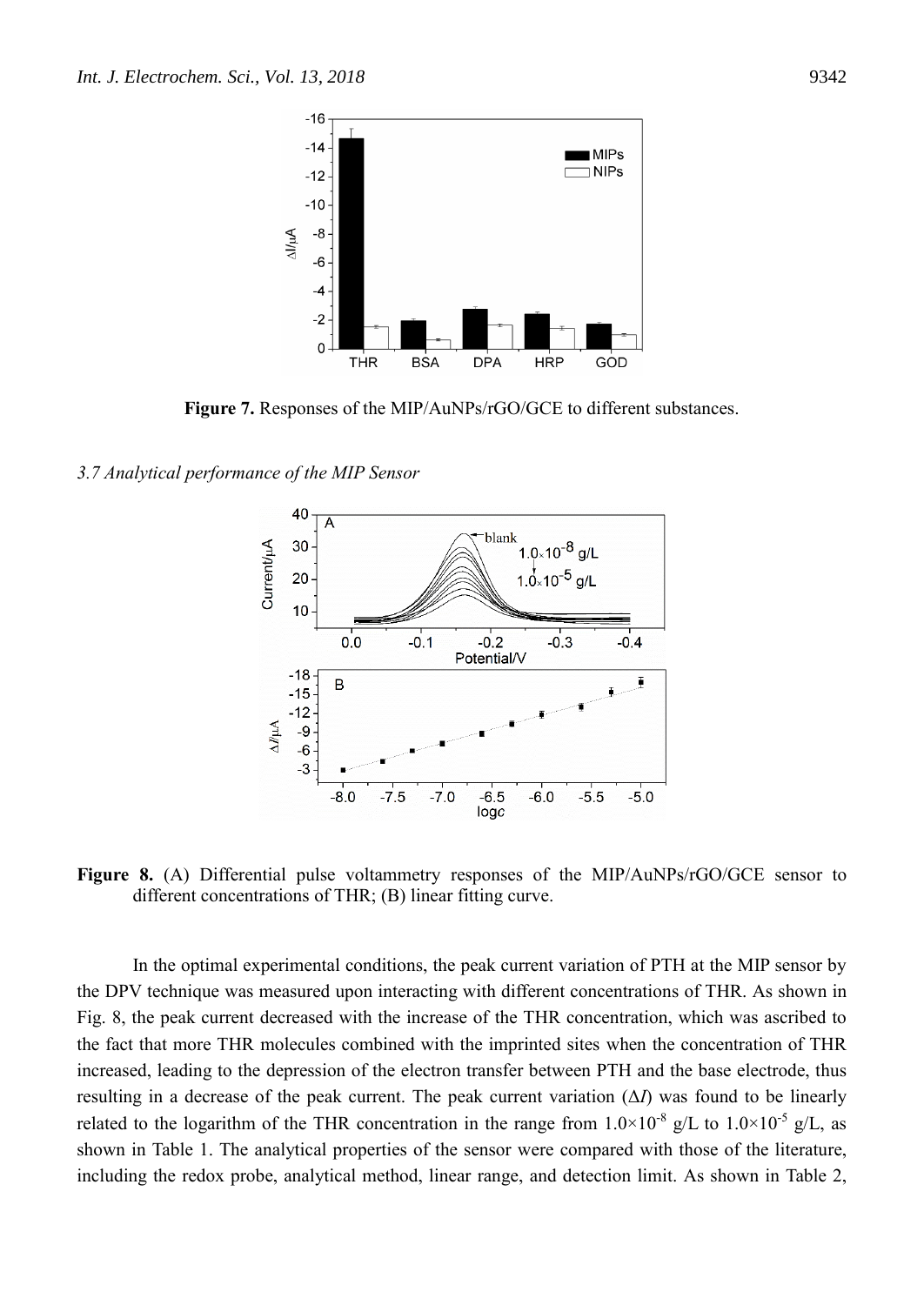-16
-14
-12
-10
-8
-6
-4
-2
0
ΔI/μA
MIPs
NIPs
THR BSA DPA HRP GOD

**Figure 7.** Responses of the MIP/AuNPs/rGO/GCE to different substances.

### *3.7 Analytical performance of the MIP Sensor*

A
40
30
20
10
Current/μA
blank
$1.0\times10^{-8}$ g/L
$1.0\times10^{-5}$ g/L
0.0 -0.1 -0.2 -0.3 -0.4
Potential/V

B
-18
-15
-12
-9
-6
-3
ΔI/μA
-8.0 -7.5 -7.0 -6.5 -6.0 -5.5 -5.0
log*c*

**Figure 8.** (A) Differential pulse voltammetry responses of the MIP/AuNPs/rGO/GCE sensor to different concentrations of THR; (B) linear fitting curve.

In the optimal experimental conditions, the peak current variation of PTH at the MIP sensor by the DPV technique was measured upon interacting with different concentrations of THR. As shown in Fig. 8, the peak current decreased with the increase of the THR concentration, which was ascribed to the fact that more THR molecules combined with the imprinted sites when the concentration of THR increased, leading to the depression of the electron transfer between PTH and the base electrode, thus resulting in a decrease of the peak current. The peak current variation ($\Delta I$) was found to be linearly related to the logarithm of the THR concentration in the range from $1.0\times10^{-8}$ g/L to $1.0\times10^{-5}$ g/L, as shown in Table 1. The analytical properties of the sensor were compared with those of the literature, including the redox probe, analytical method, linear range, and detection limit. As shown in Table 2,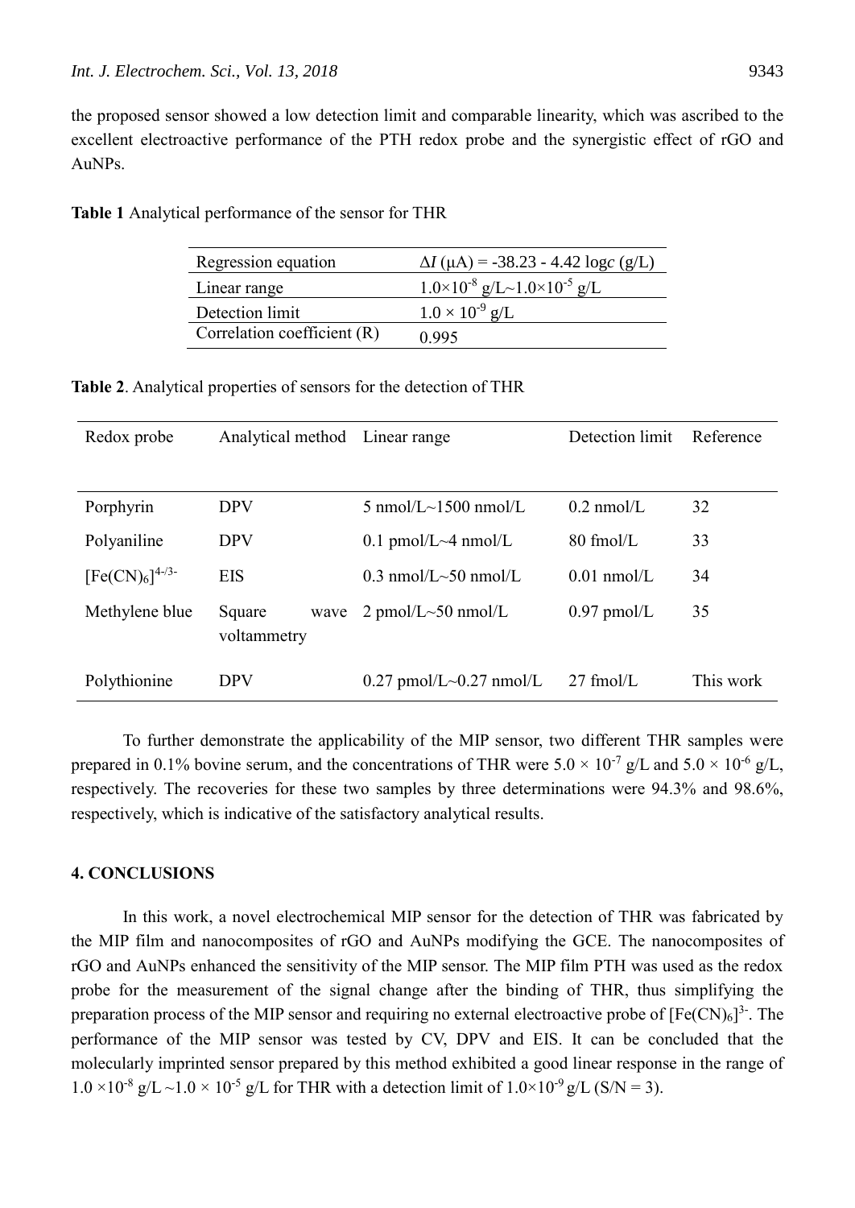the proposed sensor showed a low detection limit and comparable linearity, which was ascribed to the excellent electroactive performance of the PTH redox probe and the synergistic effect of rGO and AuNPs.

**Table 1** Analytical performance of the sensor for THR

| | |
|---|---|
| Regression equation | $\Delta I$ (μA) = -38.23 - 4.42 log$c$ (g/L) |
| Linear range | $1.0\times10^{-8}$ g/L~$1.0\times10^{-5}$ g/L |
| Detection limit | $1.0 \times 10^{-9}$ g/L |
| Correlation coefficient (R) | 0.995 |

**Table 2**. Analytical properties of sensors for the detection of THR

| Redox probe | Analytical method | Linear range | Detection limit | Reference |
|---|---|---|---|---|
| Porphyrin | DPV | 5 nmol/L~1500 nmol/L | 0.2 nmol/L | 32 |
| Polyaniline | DPV | 0.1 pmol/L~4 nmol/L | 80 fmol/L | 33 |
| $[Fe(CN)_6]^{4-/3-}$ | EIS | 0.3 nmol/L~50 nmol/L | 0.01 nmol/L | 34 |
| Methylene blue | Square wave voltammetry | 2 pmol/L~50 nmol/L | 0.97 pmol/L | 35 |
| Polythionine | DPV | 0.27 pmol/L~0.27 nmol/L | 27 fmol/L | This work |

To further demonstrate the applicability of the MIP sensor, two different THR samples were prepared in 0.1% bovine serum, and the concentrations of THR were $5.0 \times 10^{-7}$ g/L and $5.0 \times 10^{-6}$ g/L, respectively. The recoveries for these two samples by three determinations were 94.3% and 98.6%, respectively, which is indicative of the satisfactory analytical results.

## 4. CONCLUSIONS

In this work, a novel electrochemical MIP sensor for the detection of THR was fabricated by the MIP film and nanocomposites of rGO and AuNPs modifying the GCE. The nanocomposites of rGO and AuNPs enhanced the sensitivity of the MIP sensor. The MIP film PTH was used as the redox probe for the measurement of the signal change after the binding of THR, thus simplifying the preparation process of the MIP sensor and requiring no external electroactive probe of $[Fe(CN)_6]^{3-}$. The performance of the MIP sensor was tested by CV, DPV and EIS. It can be concluded that the molecularly imprinted sensor prepared by this method exhibited a good linear response in the range of $1.0 \times10^{-8}$ g/L ~$1.0 \times 10^{-5}$ g/L for THR with a detection limit of $1.0\times10^{-9}$ g/L (S/N = 3).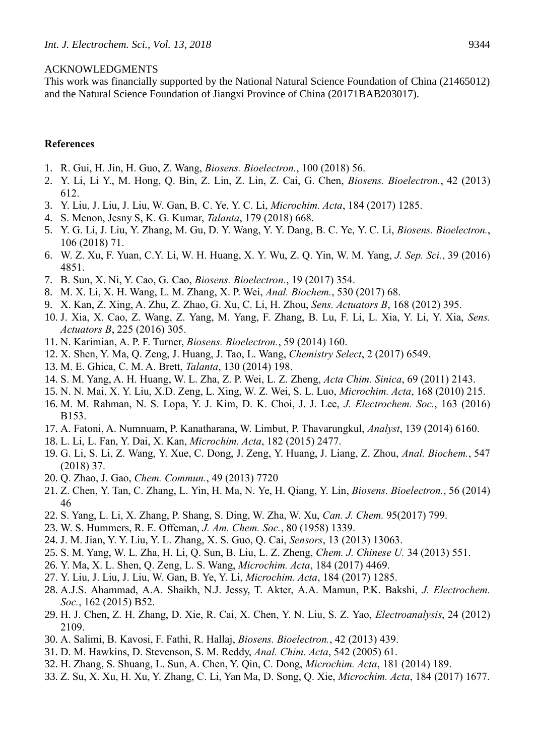ACKNOWLEDGMENTS

This work was financially supported by the National Natural Science Foundation of China (21465012) and the Natural Science Foundation of Jiangxi Province of China (20171BAB203017).

## References

1. R. Gui, H. Jin, H. Guo, Z. Wang, *Biosens. Bioelectron.*, 100 (2018) 56.
2. Y. Li, Li Y., M. Hong, Q. Bin, Z. Lin, Z. Lin, Z. Cai, G. Chen, *Biosens. Bioelectron.*, 42 (2013) 612.
3. Y. Liu, J. Liu, J. Liu, W. Gan, B. C. Ye, Y. C. Li, *Microchim. Acta*, 184 (2017) 1285.
4. S. Menon, Jesny S, K. G. Kumar, *Talanta*, 179 (2018) 668.
5. Y. G. Li, J. Liu, Y. Zhang, M. Gu, D. Y. Wang, Y. Y. Dang, B. C. Ye, Y. C. Li, *Biosens. Bioelectron.*, 106 (2018) 71.
6. W. Z. Xu, F. Yuan, C.Y. Li, W. H. Huang, X. Y. Wu, Z. Q. Yin, W. M. Yang, *J. Sep. Sci.*, 39 (2016) 4851.
7. B. Sun, X. Ni, Y. Cao, G. Cao, *Biosens. Bioelectron.*, 19 (2017) 354.
8. M. X. Li, X. H. Wang, L. M. Zhang, X. P. Wei, *Anal. Biochem.*, 530 (2017) 68.
9. X. Kan, Z. Xing, A. Zhu, Z. Zhao, G. Xu, C. Li, H. Zhou, *Sens. Actuators B*, 168 (2012) 395.
10. J. Xia, X. Cao, Z. Wang, Z. Yang, M. Yang, F. Zhang, B. Lu, F. Li, L. Xia, Y. Li, Y. Xia, *Sens. Actuators B*, 225 (2016) 305.
11. N. Karimian, A. P. F. Turner, *Biosens. Bioelectron.*, 59 (2014) 160.
12. X. Shen, Y. Ma, Q. Zeng, J. Huang, J. Tao, L. Wang, *Chemistry Select*, 2 (2017) 6549.
13. M. E. Ghica, C. M. A. Brett, *Talanta*, 130 (2014) 198.
14. S. M. Yang, A. H. Huang, W. L. Zha, Z. P. Wei, L. Z. Zheng, *Acta Chim. Sinica*, 69 (2011) 2143.
15. N. N. Mai, X. Y. Liu, X.D. Zeng, L. Xing, W. Z. Wei, S. L. Luo, *Microchim. Acta*, 168 (2010) 215.
16. M. M. Rahman, N. S. Lopa, Y. J. Kim, D. K. Choi, J. J. Lee, *J. Electrochem. Soc.*, 163 (2016) B153.
17. A. Fatoni, A. Numnuam, P. Kanatharana, W. Limbut, P. Thavarungkul, *Analyst*, 139 (2014) 6160.
18. L. Li, L. Fan, Y. Dai, X. Kan, *Microchim. Acta*, 182 (2015) 2477.
19. G. Li, S. Li, Z. Wang, Y. Xue, C. Dong, J. Zeng, Y. Huang, J. Liang, Z. Zhou, *Anal. Biochem.*, 547 (2018) 37.
20. Q. Zhao, J. Gao, *Chem. Commun.*, 49 (2013) 7720
21. Z. Chen, Y. Tan, C. Zhang, L. Yin, H. Ma, N. Ye, H. Qiang, Y. Lin, *Biosens. Bioelectron.*, 56 (2014) 46
22. S. Yang, L. Li, X. Zhang, P. Shang, S. Ding, W. Zha, W. Xu, *Can. J. Chem.* 95(2017) 799.
23. W. S. Hummers, R. E. Offeman, *J. Am. Chem. Soc.*, 80 (1958) 1339.
24. J. M. Jian, Y. Y. Liu, Y. L. Zhang, X. S. Guo, Q. Cai, *Sensors*, 13 (2013) 13063.
25. S. M. Yang, W. L. Zha, H. Li, Q. Sun, B. Liu, L. Z. Zheng, *Chem. J. Chinese U.* 34 (2013) 551.
26. Y. Ma, X. L. Shen, Q. Zeng, L. S. Wang, *Microchim. Acta*, 184 (2017) 4469.
27. Y. Liu, J. Liu, J. Liu, W. Gan, B. Ye, Y. Li, *Microchim. Acta*, 184 (2017) 1285.
28. A.J.S. Ahammad, A.A. Shaikh, N.J. Jessy, T. Akter, A.A. Mamun, P.K. Bakshi, *J. Electrochem. Soc.*, 162 (2015) B52.
29. H. J. Chen, Z. H. Zhang, D. Xie, R. Cai, X. Chen, Y. N. Liu, S. Z. Yao, *Electroanalysis*, 24 (2012) 2109.
30. A. Salimi, B. Kavosi, F. Fathi, R. Hallaj, *Biosens. Bioelectron.*, 42 (2013) 439.
31. D. M. Hawkins, D. Stevenson, S. M. Reddy, *Anal. Chim. Acta*, 542 (2005) 61.
32. H. Zhang, S. Shuang, L. Sun, A. Chen, Y. Qin, C. Dong, *Microchim. Acta*, 181 (2014) 189.
33. Z. Su, X. Xu, H. Xu, Y. Zhang, C. Li, Yan Ma, D. Song, Q. Xie, *Microchim. Acta*, 184 (2017) 1677.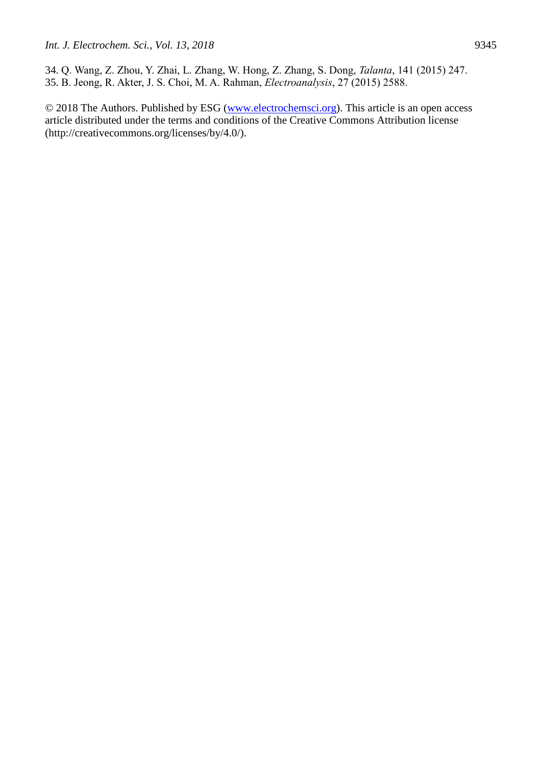34. Q. Wang, Z. Zhou, Y. Zhai, L. Zhang, W. Hong, Z. Zhang, S. Dong, *Talanta*, 141 (2015) 247.
35. B. Jeong, R. Akter, J. S. Choi, M. A. Rahman, *Electroanalysis*, 27 (2015) 2588.

© 2018 The Authors. Published by ESG (www.electrochemsci.org). This article is an open access article distributed under the terms and conditions of the Creative Commons Attribution license (http://creativecommons.org/licenses/by/4.0/).